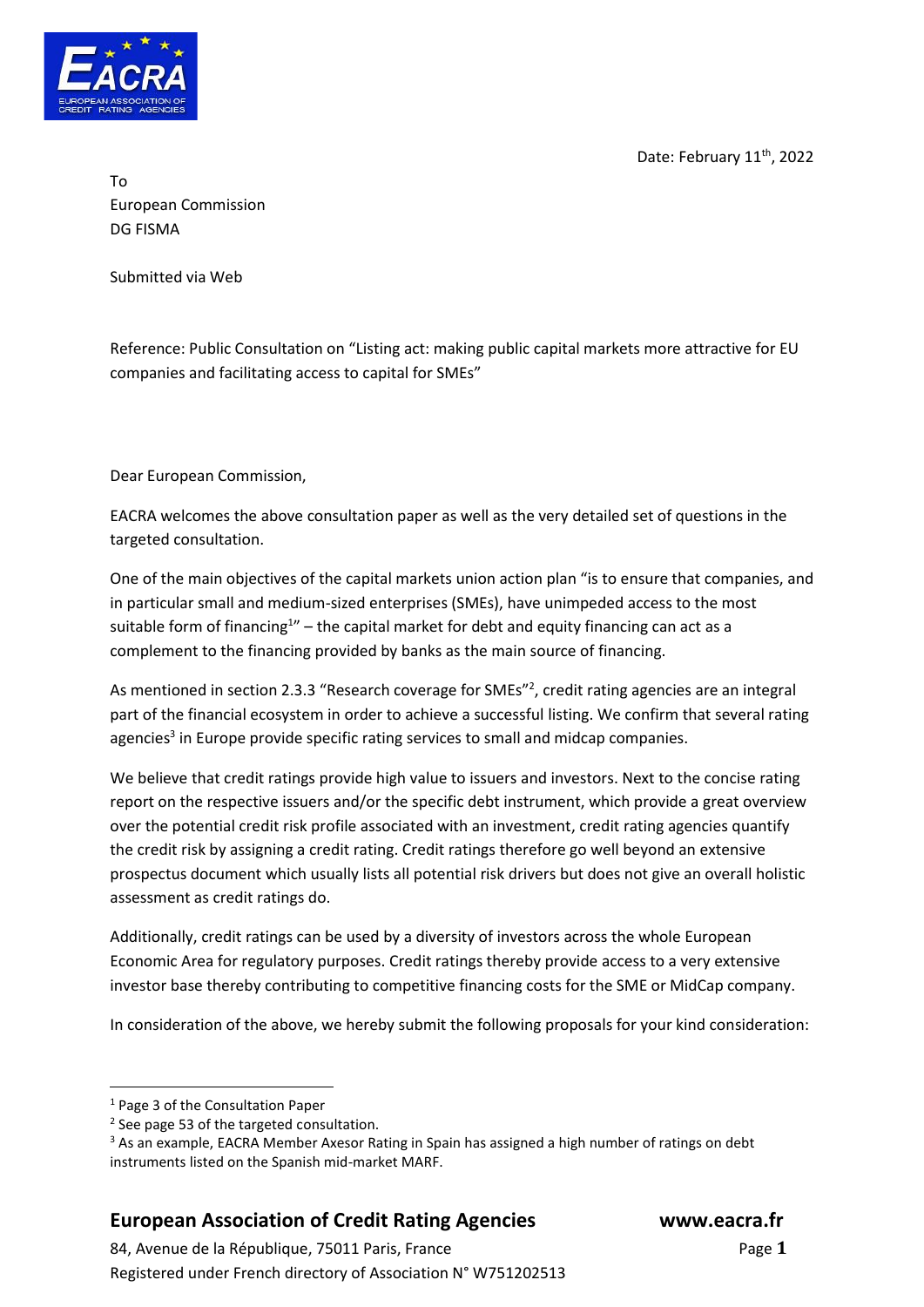Date: February 11th, 2022

To
European Commission
DG FISMA

Submitted via Web

Reference: Public Consultation on "Listing act: making public capital markets more attractive for EU companies and facilitating access to capital for SMEs"

Dear European Commission,

EACRA welcomes the above consultation paper as well as the very detailed set of questions in the targeted consultation.

One of the main objectives of the capital markets union action plan "is to ensure that companies, and in particular small and medium-sized enterprises (SMEs), have unimpeded access to the most suitable form of financing[1]" – the capital market for debt and equity financing can act as a complement to the financing provided by banks as the main source of financing.

As mentioned in section 2.3.3 "Research coverage for SMEs"[2], credit rating agencies are an integral part of the financial ecosystem in order to achieve a successful listing. We confirm that several rating agencies[3] in Europe provide specific rating services to small and midcap companies.

We believe that credit ratings provide high value to issuers and investors. Next to the concise rating report on the respective issuers and/or the specific debt instrument, which provide a great overview over the potential credit risk profile associated with an investment, credit rating agencies quantify the credit risk by assigning a credit rating. Credit ratings therefore go well beyond an extensive prospectus document which usually lists all potential risk drivers but does not give an overall holistic assessment as credit ratings do.

Additionally, credit ratings can be used by a diversity of investors across the whole European Economic Area for regulatory purposes. Credit ratings thereby provide access to a very extensive investor base thereby contributing to competitive financing costs for the SME or MidCap company.

In consideration of the above, we hereby submit the following proposals for your kind consideration:

[1] Page 3 of the Consultation Paper
[2] See page 53 of the targeted consultation.
[3] As an example, EACRA Member Axesor Rating in Spain has assigned a high number of ratings on debt instruments listed on the Spanish mid-market MARF.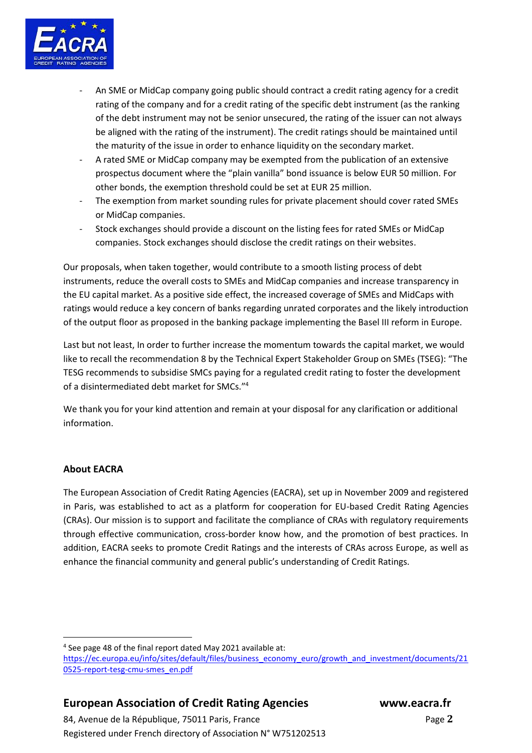- An SME or MidCap company going public should contract a credit rating agency for a credit rating of the company and for a credit rating of the specific debt instrument (as the ranking of the debt instrument may not be senior unsecured, the rating of the issuer can not always be aligned with the rating of the instrument). The credit ratings should be maintained until the maturity of the issue in order to enhance liquidity on the secondary market.
- A rated SME or MidCap company may be exempted from the publication of an extensive prospectus document where the "plain vanilla" bond issuance is below EUR 50 million. For other bonds, the exemption threshold could be set at EUR 25 million.
- The exemption from market sounding rules for private placement should cover rated SMEs or MidCap companies.
- Stock exchanges should provide a discount on the listing fees for rated SMEs or MidCap companies. Stock exchanges should disclose the credit ratings on their websites.

Our proposals, when taken together, would contribute to a smooth listing process of debt instruments, reduce the overall costs to SMEs and MidCap companies and increase transparency in the EU capital market. As a positive side effect, the increased coverage of SMEs and MidCaps with ratings would reduce a key concern of banks regarding unrated corporates and the likely introduction of the output floor as proposed in the banking package implementing the Basel III reform in Europe.

Last but not least, In order to further increase the momentum towards the capital market, we would like to recall the recommendation 8 by the Technical Expert Stakeholder Group on SMEs (TSEG): "The TESG recommends to subsidise SMCs paying for a regulated credit rating to foster the development of a disintermediated debt market for SMCs."[4]

We thank you for your kind attention and remain at your disposal for any clarification or additional information.

**About EACRA**

The European Association of Credit Rating Agencies (EACRA), set up in November 2009 and registered in Paris, was established to act as a platform for cooperation for EU-based Credit Rating Agencies (CRAs). Our mission is to support and facilitate the compliance of CRAs with regulatory requirements through effective communication, cross-border know how, and the promotion of best practices. In addition, EACRA seeks to promote Credit Ratings and the interests of CRAs across Europe, as well as enhance the financial community and general public's understanding of Credit Ratings.

---

[4] See page 48 of the final report dated May 2021 available at: https://ec.europa.eu/info/sites/default/files/business_economy_euro/growth_and_investment/documents/210525-report-tesg-cmu-smes_en.pdf